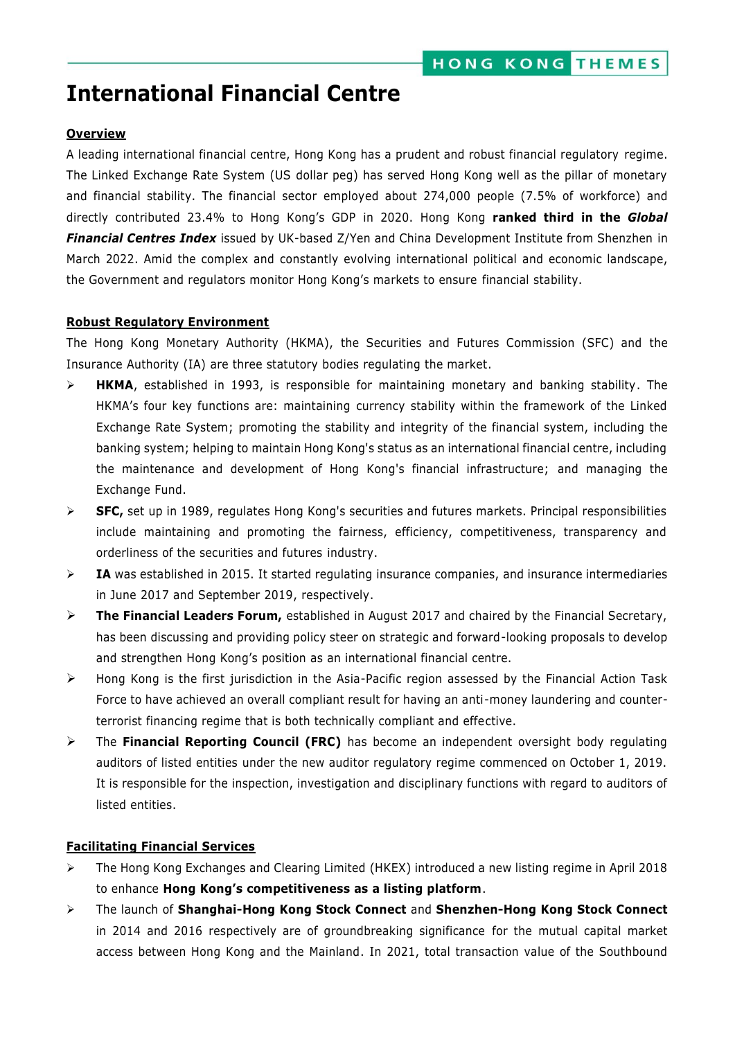# International Financial Centre

## Overview

A leading international financial centre, Hong Kong has a prudent and robust financial regulatory regime. The Linked Exchange Rate System (US dollar peg) has served Hong Kong well as the pillar of monetary and financial stability. The financial sector employed about 274,000 people (7.5% of workforce) and directly contributed 23.4% to Hong Kong's GDP in 2020. Hong Kong **ranked third in the *Global Financial Centres Index*** issued by UK-based Z/Yen and China Development Institute from Shenzhen in March 2022. Amid the complex and constantly evolving international political and economic landscape, the Government and regulators monitor Hong Kong's markets to ensure financial stability.

## Robust Regulatory Environment

The Hong Kong Monetary Authority (HKMA), the Securities and Futures Commission (SFC) and the Insurance Authority (IA) are three statutory bodies regulating the market.

- **HKMA**, established in 1993, is responsible for maintaining monetary and banking stability. The HKMA's four key functions are: maintaining currency stability within the framework of the Linked Exchange Rate System; promoting the stability and integrity of the financial system, including the banking system; helping to maintain Hong Kong's status as an international financial centre, including the maintenance and development of Hong Kong's financial infrastructure; and managing the Exchange Fund.
- **SFC,** set up in 1989, regulates Hong Kong's securities and futures markets. Principal responsibilities include maintaining and promoting the fairness, efficiency, competitiveness, transparency and orderliness of the securities and futures industry.
- **IA** was established in 2015. It started regulating insurance companies, and insurance intermediaries in June 2017 and September 2019, respectively.
- **The Financial Leaders Forum,** established in August 2017 and chaired by the Financial Secretary, has been discussing and providing policy steer on strategic and forward-looking proposals to develop and strengthen Hong Kong's position as an international financial centre.
- Hong Kong is the first jurisdiction in the Asia-Pacific region assessed by the Financial Action Task Force to have achieved an overall compliant result for having an anti-money laundering and counter-terrorist financing regime that is both technically compliant and effective.
- The **Financial Reporting Council (FRC)** has become an independent oversight body regulating auditors of listed entities under the new auditor regulatory regime commenced on October 1, 2019. It is responsible for the inspection, investigation and disciplinary functions with regard to auditors of listed entities.

## Facilitating Financial Services

- The Hong Kong Exchanges and Clearing Limited (HKEX) introduced a new listing regime in April 2018 to enhance **Hong Kong's competitiveness as a listing platform**.
- The launch of **Shanghai-Hong Kong Stock Connect** and **Shenzhen-Hong Kong Stock Connect** in 2014 and 2016 respectively are of groundbreaking significance for the mutual capital market access between Hong Kong and the Mainland. In 2021, total transaction value of the Southbound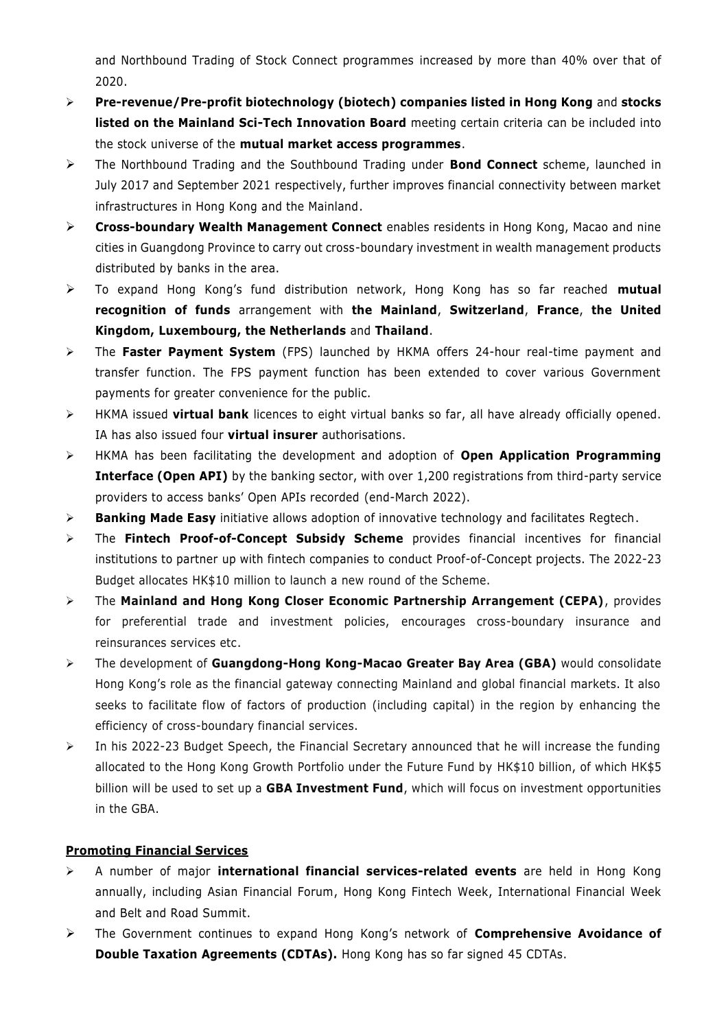and Northbound Trading of Stock Connect programmes increased by more than 40% over that of 2020.

- **Pre-revenue/Pre-profit biotechnology (biotech) companies listed in Hong Kong** and **stocks listed on the Mainland Sci-Tech Innovation Board** meeting certain criteria can be included into the stock universe of the **mutual market access programmes**.
- The Northbound Trading and the Southbound Trading under **Bond Connect** scheme, launched in July 2017 and September 2021 respectively, further improves financial connectivity between market infrastructures in Hong Kong and the Mainland.
- **Cross-boundary Wealth Management Connect** enables residents in Hong Kong, Macao and nine cities in Guangdong Province to carry out cross-boundary investment in wealth management products distributed by banks in the area.
- To expand Hong Kong's fund distribution network, Hong Kong has so far reached **mutual recognition of funds** arrangement with **the Mainland**, **Switzerland**, **France**, **the United Kingdom, Luxembourg, the Netherlands** and **Thailand**.
- The **Faster Payment System** (FPS) launched by HKMA offers 24-hour real-time payment and transfer function. The FPS payment function has been extended to cover various Government payments for greater convenience for the public.
- HKMA issued **virtual bank** licences to eight virtual banks so far, all have already officially opened. IA has also issued four **virtual insurer** authorisations.
- HKMA has been facilitating the development and adoption of **Open Application Programming Interface (Open API)** by the banking sector, with over 1,200 registrations from third-party service providers to access banks' Open APIs recorded (end-March 2022).
- **Banking Made Easy** initiative allows adoption of innovative technology and facilitates Regtech.
- The **Fintech Proof-of-Concept Subsidy Scheme** provides financial incentives for financial institutions to partner up with fintech companies to conduct Proof-of-Concept projects. The 2022-23 Budget allocates HK$10 million to launch a new round of the Scheme.
- The **Mainland and Hong Kong Closer Economic Partnership Arrangement (CEPA)**, provides for preferential trade and investment policies, encourages cross-boundary insurance and reinsurances services etc.
- The development of **Guangdong-Hong Kong-Macao Greater Bay Area (GBA)** would consolidate Hong Kong's role as the financial gateway connecting Mainland and global financial markets. It also seeks to facilitate flow of factors of production (including capital) in the region by enhancing the efficiency of cross-boundary financial services.
- In his 2022-23 Budget Speech, the Financial Secretary announced that he will increase the funding allocated to the Hong Kong Growth Portfolio under the Future Fund by HK$10 billion, of which HK$5 billion will be used to set up a **GBA Investment Fund**, which will focus on investment opportunities in the GBA.

**<u>Promoting Financial Services</u>**

- A number of major **international financial services-related events** are held in Hong Kong annually, including Asian Financial Forum, Hong Kong Fintech Week, International Financial Week and Belt and Road Summit.
- The Government continues to expand Hong Kong's network of **Comprehensive Avoidance of Double Taxation Agreements (CDTAs).** Hong Kong has so far signed 45 CDTAs.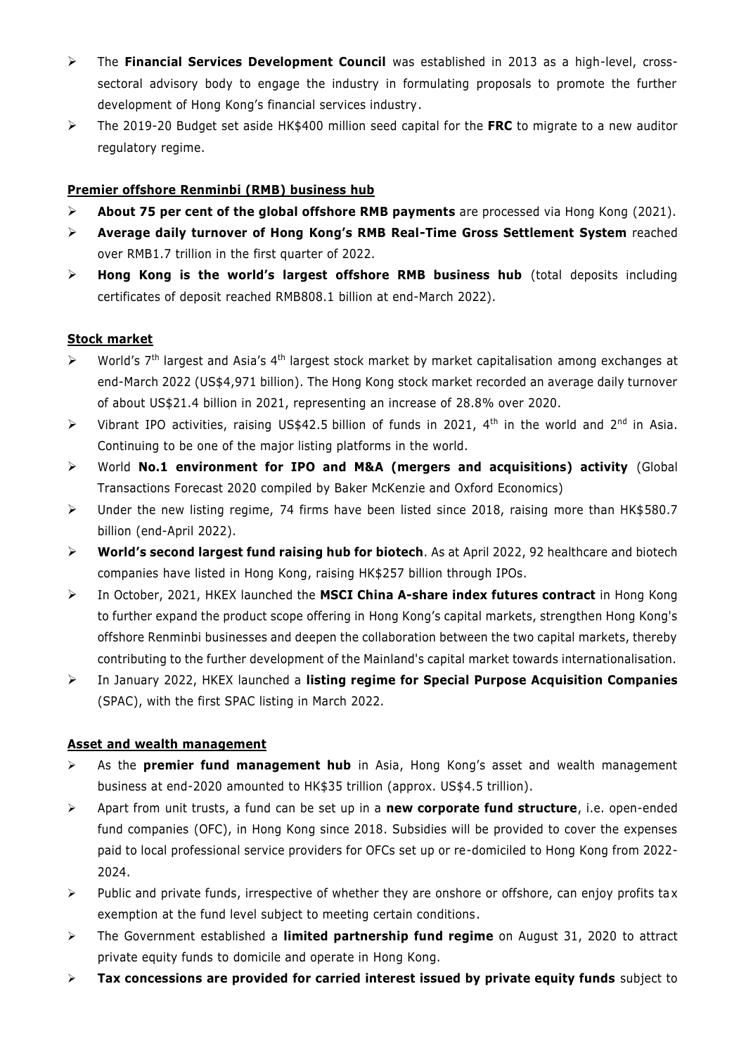- The **Financial Services Development Council** was established in 2013 as a high-level, cross-sectoral advisory body to engage the industry in formulating proposals to promote the further development of Hong Kong's financial services industry.
- The 2019-20 Budget set aside HK$400 million seed capital for the **FRC** to migrate to a new auditor regulatory regime.

**Premier offshore Renminbi (RMB) business hub**

- **About 75 per cent of the global offshore RMB payments** are processed via Hong Kong (2021).
- **Average daily turnover of Hong Kong's RMB Real-Time Gross Settlement System** reached over RMB1.7 trillion in the first quarter of 2022.
- **Hong Kong is the world's largest offshore RMB business hub** (total deposits including certificates of deposit reached RMB808.1 billion at end-March 2022).

**Stock market**

- World's 7th largest and Asia's 4th largest stock market by market capitalisation among exchanges at end-March 2022 (US$4,971 billion). The Hong Kong stock market recorded an average daily turnover of about US$21.4 billion in 2021, representing an increase of 28.8% over 2020.
- Vibrant IPO activities, raising US$42.5 billion of funds in 2021, 4th in the world and 2nd in Asia. Continuing to be one of the major listing platforms in the world.
- World **No.1 environment for IPO and M&A (mergers and acquisitions) activity** (Global Transactions Forecast 2020 compiled by Baker McKenzie and Oxford Economics)
- Under the new listing regime, 74 firms have been listed since 2018, raising more than HK$580.7 billion (end-April 2022).
- **World's second largest fund raising hub for biotech**. As at April 2022, 92 healthcare and biotech companies have listed in Hong Kong, raising HK$257 billion through IPOs.
- In October, 2021, HKEX launched the **MSCI China A-share index futures contract** in Hong Kong to further expand the product scope offering in Hong Kong's capital markets, strengthen Hong Kong's offshore Renminbi businesses and deepen the collaboration between the two capital markets, thereby contributing to the further development of the Mainland's capital market towards internationalisation.
- In January 2022, HKEX launched a **listing regime for Special Purpose Acquisition Companies** (SPAC), with the first SPAC listing in March 2022.

**Asset and wealth management**

- As the **premier fund management hub** in Asia, Hong Kong's asset and wealth management business at end-2020 amounted to HK$35 trillion (approx. US$4.5 trillion).
- Apart from unit trusts, a fund can be set up in a **new corporate fund structure**, i.e. open-ended fund companies (OFC), in Hong Kong since 2018. Subsidies will be provided to cover the expenses paid to local professional service providers for OFCs set up or re-domiciled to Hong Kong from 2022-2024.
- Public and private funds, irrespective of whether they are onshore or offshore, can enjoy profits tax exemption at the fund level subject to meeting certain conditions.
- The Government established a **limited partnership fund regime** on August 31, 2020 to attract private equity funds to domicile and operate in Hong Kong.
- **Tax concessions are provided for carried interest issued by private equity funds** subject to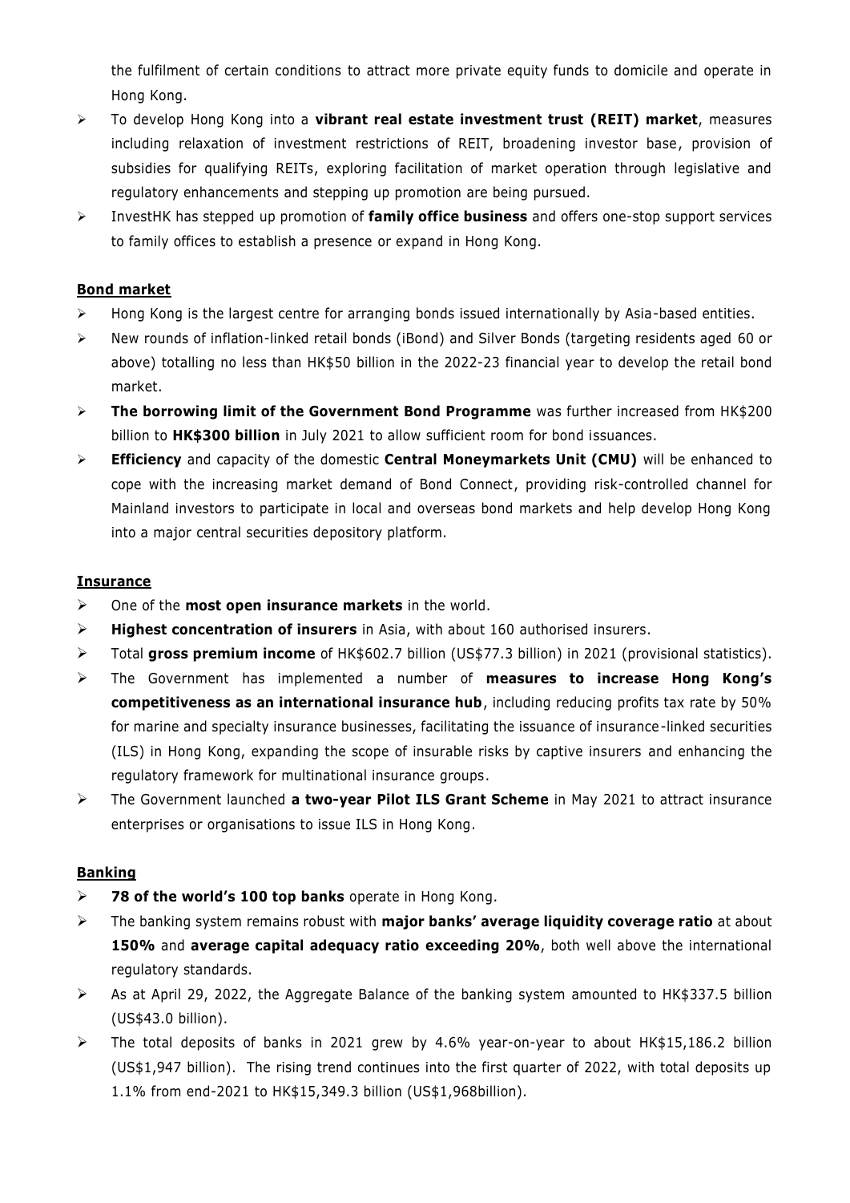the fulfilment of certain conditions to attract more private equity funds to domicile and operate in Hong Kong.

- To develop Hong Kong into a **vibrant real estate investment trust (REIT) market**, measures including relaxation of investment restrictions of REIT, broadening investor base, provision of subsidies for qualifying REITs, exploring facilitation of market operation through legislative and regulatory enhancements and stepping up promotion are being pursued.
- InvestHK has stepped up promotion of **family office business** and offers one-stop support services to family offices to establish a presence or expand in Hong Kong.

**Bond market**

- Hong Kong is the largest centre for arranging bonds issued internationally by Asia-based entities.
- New rounds of inflation-linked retail bonds (iBond) and Silver Bonds (targeting residents aged 60 or above) totalling no less than HK$50 billion in the 2022-23 financial year to develop the retail bond market.
- **The borrowing limit of the Government Bond Programme** was further increased from HK$200 billion to **HK$300 billion** in July 2021 to allow sufficient room for bond issuances.
- **Efficiency** and capacity of the domestic **Central Moneymarkets Unit (CMU)** will be enhanced to cope with the increasing market demand of Bond Connect, providing risk-controlled channel for Mainland investors to participate in local and overseas bond markets and help develop Hong Kong into a major central securities depository platform.

**Insurance**

- One of the **most open insurance markets** in the world.
- **Highest concentration of insurers** in Asia, with about 160 authorised insurers.
- Total **gross premium income** of HK$602.7 billion (US$77.3 billion) in 2021 (provisional statistics).
- The Government has implemented a number of **measures to increase Hong Kong's competitiveness as an international insurance hub**, including reducing profits tax rate by 50% for marine and specialty insurance businesses, facilitating the issuance of insurance-linked securities (ILS) in Hong Kong, expanding the scope of insurable risks by captive insurers and enhancing the regulatory framework for multinational insurance groups.
- The Government launched **a two-year Pilot ILS Grant Scheme** in May 2021 to attract insurance enterprises or organisations to issue ILS in Hong Kong.

**Banking**

- **78 of the world's 100 top banks** operate in Hong Kong.
- The banking system remains robust with **major banks' average liquidity coverage ratio** at about **150%** and **average capital adequacy ratio exceeding 20%**, both well above the international regulatory standards.
- As at April 29, 2022, the Aggregate Balance of the banking system amounted to HK$337.5 billion (US$43.0 billion).
- The total deposits of banks in 2021 grew by 4.6% year-on-year to about HK$15,186.2 billion (US$1,947 billion). The rising trend continues into the first quarter of 2022, with total deposits up 1.1% from end-2021 to HK$15,349.3 billion (US$1,968billion).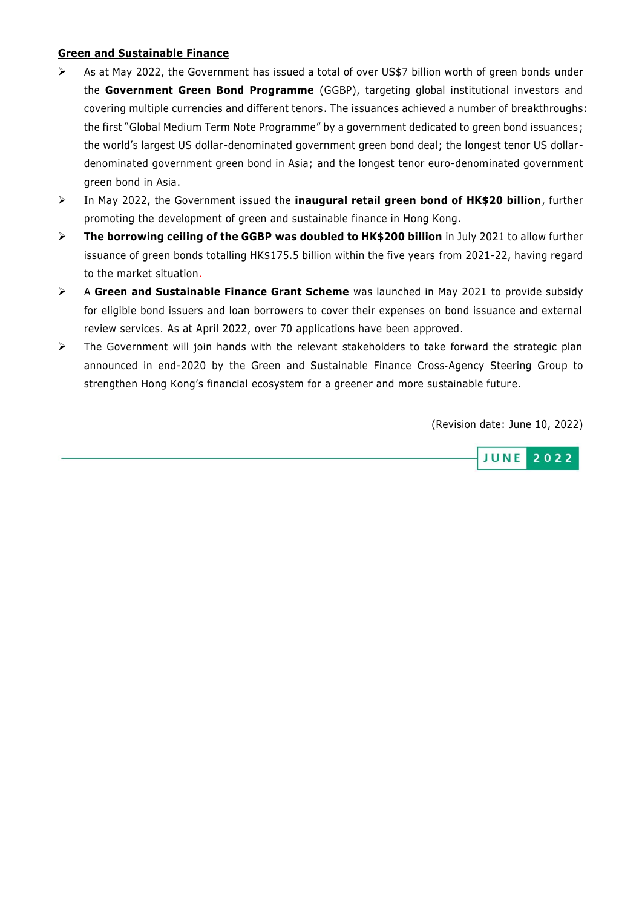**Green and Sustainable Finance**

- As at May 2022, the Government has issued a total of over US$7 billion worth of green bonds under the **Government Green Bond Programme** (GGBP), targeting global institutional investors and covering multiple currencies and different tenors. The issuances achieved a number of breakthroughs: the first "Global Medium Term Note Programme" by a government dedicated to green bond issuances; the world's largest US dollar-denominated government green bond deal; the longest tenor US dollar-denominated government green bond in Asia; and the longest tenor euro-denominated government green bond in Asia.
- In May 2022, the Government issued the **inaugural retail green bond of HK$20 billion**, further promoting the development of green and sustainable finance in Hong Kong.
- **The borrowing ceiling of the GGBP was doubled to HK$200 billion** in July 2021 to allow further issuance of green bonds totalling HK$175.5 billion within the five years from 2021-22, having regard to the market situation.
- A **Green and Sustainable Finance Grant Scheme** was launched in May 2021 to provide subsidy for eligible bond issuers and loan borrowers to cover their expenses on bond issuance and external review services. As at April 2022, over 70 applications have been approved.
- The Government will join hands with the relevant stakeholders to take forward the strategic plan announced in end-2020 by the Green and Sustainable Finance Cross-Agency Steering Group to strengthen Hong Kong's financial ecosystem for a greener and more sustainable future.

(Revision date: June 10, 2022)

JUNE 2022